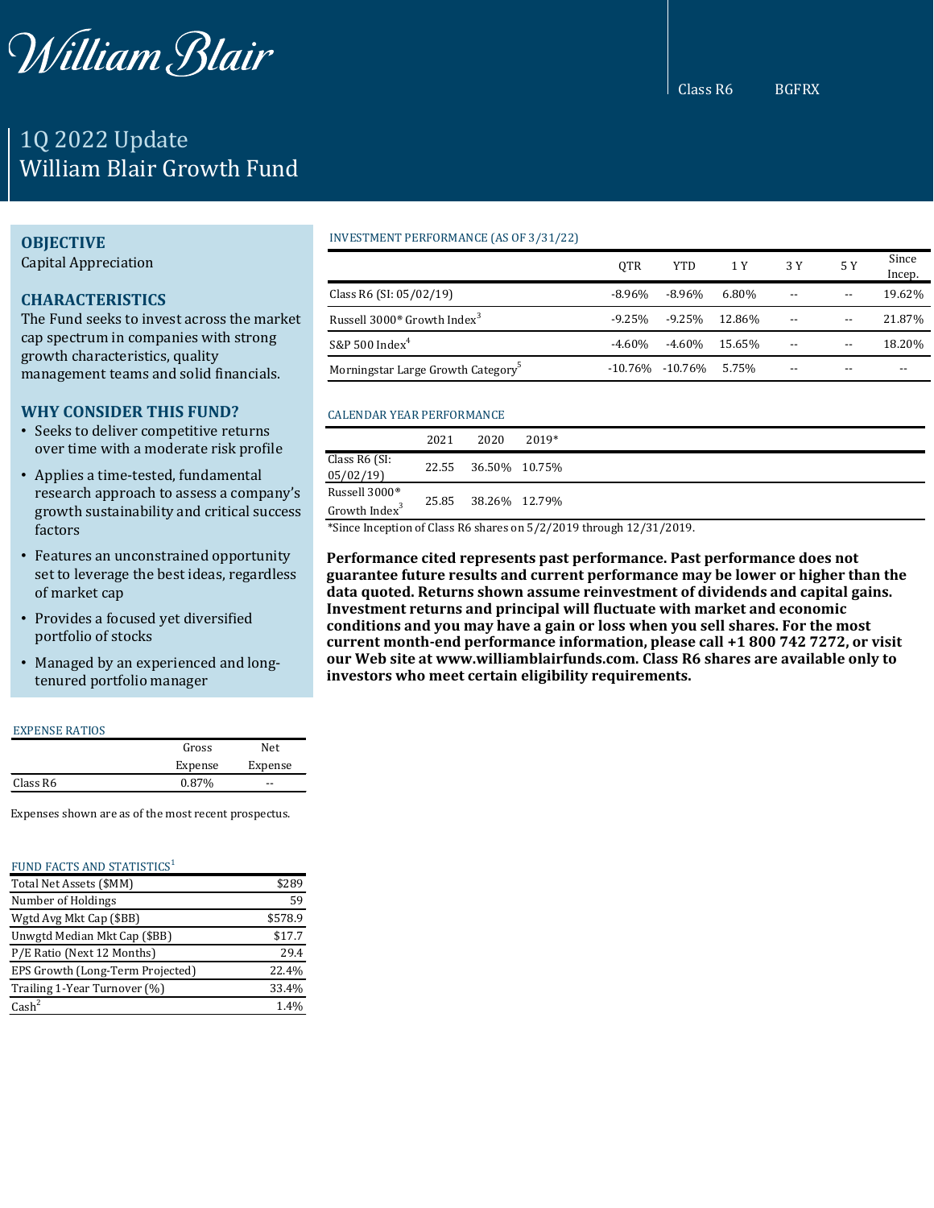William Blair

Class R6 BGFRX

# 1Q 2022 Update
# William Blair Growth Fund

## OBJECTIVE

Capital Appreciation

## CHARACTERISTICS

The Fund seeks to invest across the market cap spectrum in companies with strong growth characteristics, quality management teams and solid financials.

## WHY CONSIDER THIS FUND?

- Seeks to deliver competitive returns over time with a moderate risk profile
- Applies a time-tested, fundamental research approach to assess a company's growth sustainability and critical success factors
- Features an unconstrained opportunity set to leverage the best ideas, regardless of market cap
- Provides a focused yet diversified portfolio of stocks
- Managed by an experienced and long-tenured portfolio manager

### INVESTMENT PERFORMANCE (AS OF 3/31/22)

| | QTR | YTD | 1 Y | 3 Y | 5 Y | Since Incep. |
|---|---|---|---|---|---|---|
| Class R6 (SI: 05/02/19) | -8.96% | -8.96% | 6.80% | -- | -- | 19.62% |
| Russell 3000® Growth Index[3] | -9.25% | -9.25% | 12.86% | -- | -- | 21.87% |
| S&P 500 Index[4] | -4.60% | -4.60% | 15.65% | -- | -- | 18.20% |
| Morningstar Large Growth Category[5] | -10.76% | -10.76% | 5.75% | -- | -- | -- |

### CALENDAR YEAR PERFORMANCE

| | 2021 | 2020 | 2019* |
|---|---|---|---|
| Class R6 (SI: 05/02/19) | 22.55 | 36.50% | 10.75% |
| Russell 3000® Growth Index[3] | 25.85 | 38.26% | 12.79% |

*Since Inception of Class R6 shares on 5/2/2019 through 12/31/2019.

**Performance cited represents past performance. Past performance does not guarantee future results and current performance may be lower or higher than the data quoted. Returns shown assume reinvestment of dividends and capital gains. Investment returns and principal will fluctuate with market and economic conditions and you may have a gain or loss when you sell shares. For the most current month-end performance information, please call +1 800 742 7272, or visit our Web site at www.williamblairfunds.com. Class R6 shares are available only to investors who meet certain eligibility requirements.**

### EXPENSE RATIOS

| | Gross Expense | Net Expense |
|---|---|---|
| Class R6 | 0.87% | -- |

Expenses shown are as of the most recent prospectus.

### FUND FACTS AND STATISTICS[1]

| | |
|---|---|
| Total Net Assets ($MM) | $289 |
| Number of Holdings | 59 |
| Wgtd Avg Mkt Cap ($BB) | $578.9 |
| Unwgtd Median Mkt Cap ($BB) | $17.7 |
| P/E Ratio (Next 12 Months) | 29.4 |
| EPS Growth (Long-Term Projected) | 22.4% |
| Trailing 1-Year Turnover (%) | 33.4% |
| Cash[2] | 1.4% |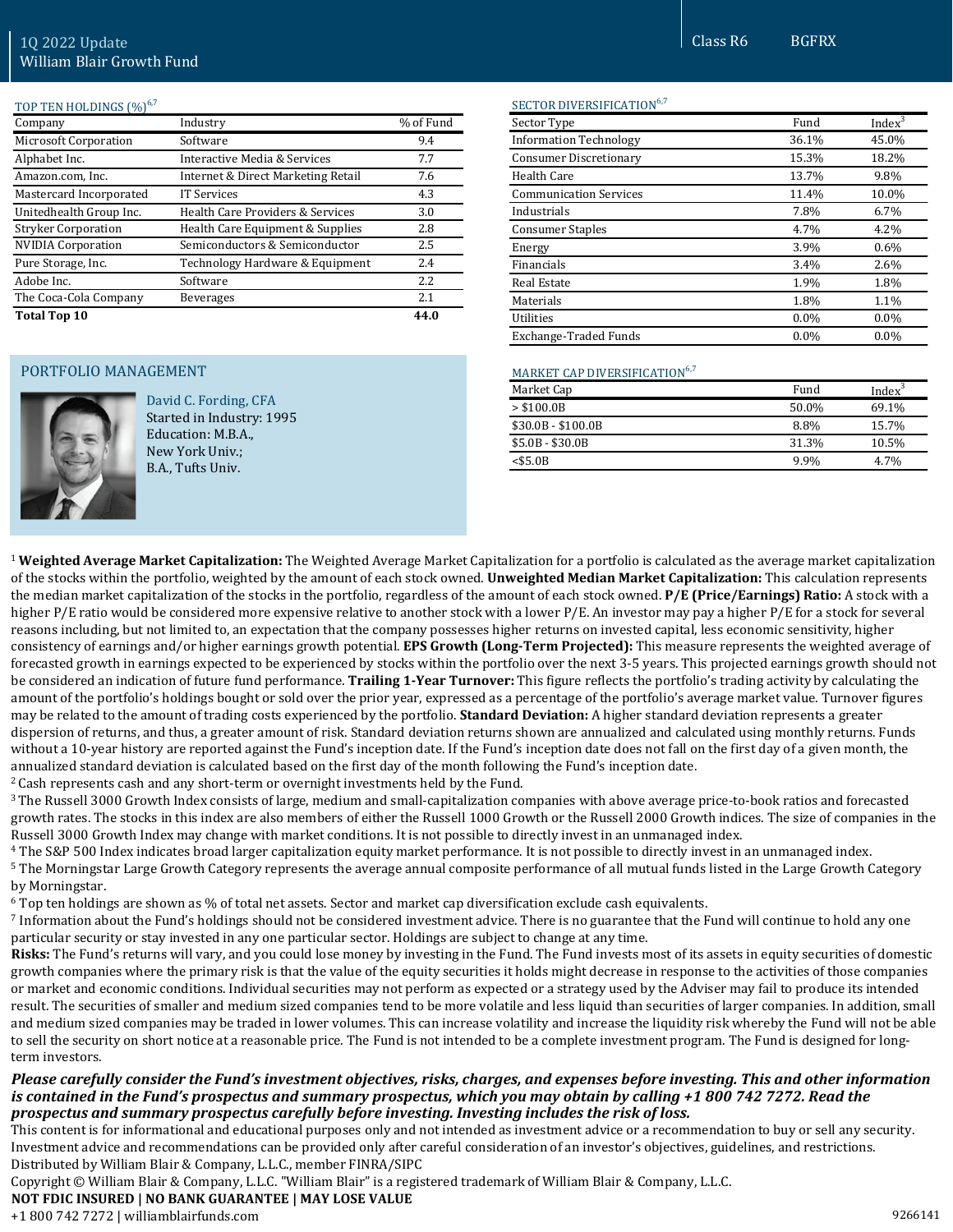1Q 2022 Update
William Blair Growth Fund

Class R6 BGFRX

## TOP TEN HOLDINGS (%)[6,7]

| Company | Industry | % of Fund |
|---|---|---|
| Microsoft Corporation | Software | 9.4 |
| Alphabet Inc. | Interactive Media & Services | 7.7 |
| Amazon.com, Inc. | Internet & Direct Marketing Retail | 7.6 |
| Mastercard Incorporated | IT Services | 4.3 |
| Unitedhealth Group Inc. | Health Care Providers & Services | 3.0 |
| Stryker Corporation | Health Care Equipment & Supplies | 2.8 |
| NVIDIA Corporation | Semiconductors & Semiconductor | 2.5 |
| Pure Storage, Inc. | Technology Hardware & Equipment | 2.4 |
| Adobe Inc. | Software | 2.2 |
| The Coca-Cola Company | Beverages | 2.1 |
| **Total Top 10** | | **44.0** |

## PORTFOLIO MANAGEMENT

David C. Fording, CFA
Started in Industry: 1995
Education: M.B.A., New York Univ.; B.A., Tufts Univ.

## SECTOR DIVERSIFICATION[6,7]

| Sector Type | Fund | Index[3] |
|---|---|---|
| Information Technology | 36.1% | 45.0% |
| Consumer Discretionary | 15.3% | 18.2% |
| Health Care | 13.7% | 9.8% |
| Communication Services | 11.4% | 10.0% |
| Industrials | 7.8% | 6.7% |
| Consumer Staples | 4.7% | 4.2% |
| Energy | 3.9% | 0.6% |
| Financials | 3.4% | 2.6% |
| Real Estate | 1.9% | 1.8% |
| Materials | 1.8% | 1.1% |
| Utilities | 0.0% | 0.0% |
| Exchange-Traded Funds | 0.0% | 0.0% |

## MARKET CAP DIVERSIFICATION[6,7]

| Market Cap | Fund | Index[3] |
|---|---|---|
| > $100.0B | 50.0% | 69.1% |
| $30.0B - $100.0B | 8.8% | 15.7% |
| $5.0B - $30.0B | 31.3% | 10.5% |
| <$5.0B | 9.9% | 4.7% |

[1] **Weighted Average Market Capitalization:** The Weighted Average Market Capitalization for a portfolio is calculated as the average market capitalization of the stocks within the portfolio, weighted by the amount of each stock owned. **Unweighted Median Market Capitalization:** This calculation represents the median market capitalization of the stocks in the portfolio, regardless of the amount of each stock owned. **P/E (Price/Earnings) Ratio:** A stock with a higher P/E ratio would be considered more expensive relative to another stock with a lower P/E. An investor may pay a higher P/E for a stock for several reasons including, but not limited to, an expectation that the company possesses higher returns on invested capital, less economic sensitivity, higher consistency of earnings and/or higher earnings growth potential. **EPS Growth (Long-Term Projected):** This measure represents the weighted average of forecasted growth in earnings expected to be experienced by stocks within the portfolio over the next 3-5 years. This projected earnings growth should not be considered an indication of future fund performance. **Trailing 1-Year Turnover:** This figure reflects the portfolio's trading activity by calculating the amount of the portfolio's holdings bought or sold over the prior year, expressed as a percentage of the portfolio's average market value. Turnover figures may be related to the amount of trading costs experienced by the portfolio. **Standard Deviation:** A higher standard deviation represents a greater dispersion of returns, and thus, a greater amount of risk. Standard deviation returns shown are annualized and calculated using monthly returns. Funds without a 10-year history are reported against the Fund's inception date. If the Fund's inception date does not fall on the first day of a given month, the annualized standard deviation is calculated based on the first day of the month following the Fund's inception date.
[2] Cash represents cash and any short-term or overnight investments held by the Fund.
[3] The Russell 3000 Growth Index consists of large, medium and small-capitalization companies with above average price-to-book ratios and forecasted growth rates. The stocks in this index are also members of either the Russell 1000 Growth or the Russell 2000 Growth indices. The size of companies in the Russell 3000 Growth Index may change with market conditions. It is not possible to directly invest in an unmanaged index.
[4] The S&P 500 Index indicates broad larger capitalization equity market performance. It is not possible to directly invest in an unmanaged index.
[5] The Morningstar Large Growth Category represents the average annual composite performance of all mutual funds listed in the Large Growth Category by Morningstar.
[6] Top ten holdings are shown as % of total net assets. Sector and market cap diversification exclude cash equivalents.
[7] Information about the Fund's holdings should not be considered investment advice. There is no guarantee that the Fund will continue to hold any one particular security or stay invested in any one particular sector. Holdings are subject to change at any time.
**Risks:** The Fund's returns will vary, and you could lose money by investing in the Fund. The Fund invests most of its assets in equity securities of domestic growth companies where the primary risk is that the value of the equity securities it holds might decrease in response to the activities of those companies or market and economic conditions. Individual securities may not perform as expected or a strategy used by the Adviser may fail to produce its intended result. The securities of smaller and medium sized companies tend to be more volatile and less liquid than securities of larger companies. In addition, small and medium sized companies may be traded in lower volumes. This can increase volatility and increase the liquidity risk whereby the Fund will not be able to sell the security on short notice at a reasonable price. The Fund is not intended to be a complete investment program. The Fund is designed for long-term investors.

***Please carefully consider the Fund's investment objectives, risks, charges, and expenses before investing. This and other information is contained in the Fund's prospectus and summary prospectus, which you may obtain by calling +1 800 742 7272. Read the prospectus and summary prospectus carefully before investing. Investing includes the risk of loss.***

This content is for informational and educational purposes only and not intended as investment advice or a recommendation to buy or sell any security. Investment advice and recommendations can be provided only after careful consideration of an investor's objectives, guidelines, and restrictions.
Distributed by William Blair & Company, L.L.C., member FINRA/SIPC
Copyright © William Blair & Company, L.L.C. "William Blair" is a registered trademark of William Blair & Company, L.L.C.
**NOT FDIC INSURED | NO BANK GUARANTEE | MAY LOSE VALUE**
+1 800 742 7272 | williamblairfunds.com

9266141